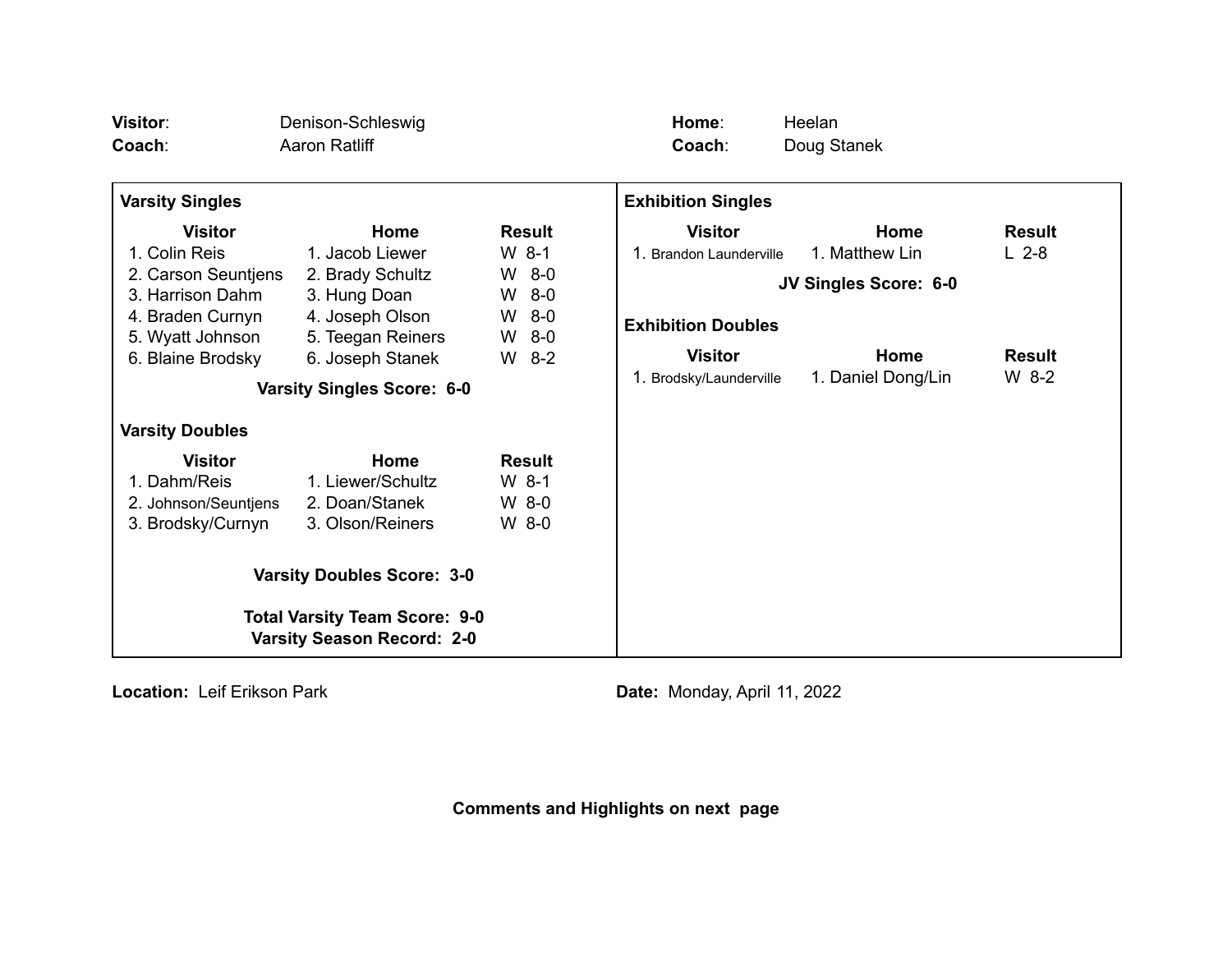**Visitor**: Denison-Schleswig
**Coach**: Aaron Ratliff

**Home**: Heelan
**Coach**: Doug Stanek

**Varsity Singles**

| Visitor | Home | Result |
|---|---|---|
| 1. Colin Reis | 1. Jacob Liewer | W 8-1 |
| 2. Carson Seuntjens | 2. Brady Schultz | W 8-0 |
| 3. Harrison Dahm | 3. Hung Doan | W 8-0 |
| 4. Braden Curnyn | 4. Joseph Olson | W 8-0 |
| 5. Wyatt Johnson | 5. Teegan Reiners | W 8-0 |
| 6. Blaine Brodsky | 6. Joseph Stanek | W 8-2 |

**Varsity Singles Score: 6-0**

**Varsity Doubles**

| Visitor | Home | Result |
|---|---|---|
| 1. Dahm/Reis | 1. Liewer/Schultz | W 8-1 |
| 2. Johnson/Seuntjens | 2. Doan/Stanek | W 8-0 |
| 3. Brodsky/Curnyn | 3. Olson/Reiners | W 8-0 |

**Varsity Doubles Score: 3-0**

**Total Varsity Team Score: 9-0**
**Varsity Season Record: 2-0**

**Exhibition Singles**

| Visitor | Home | Result |
|---|---|---|
| 1. Brandon Launderville | 1. Matthew Lin | L 2-8 |

**JV Singles Score: 6-0**

**Exhibition Doubles**

| Visitor | Home | Result |
|---|---|---|
| 1. Brodsky/Launderville | 1. Daniel Dong/Lin | W 8-2 |

**Location:** Leif Erikson Park

**Date:** Monday, April 11, 2022

**Comments and Highlights on next page**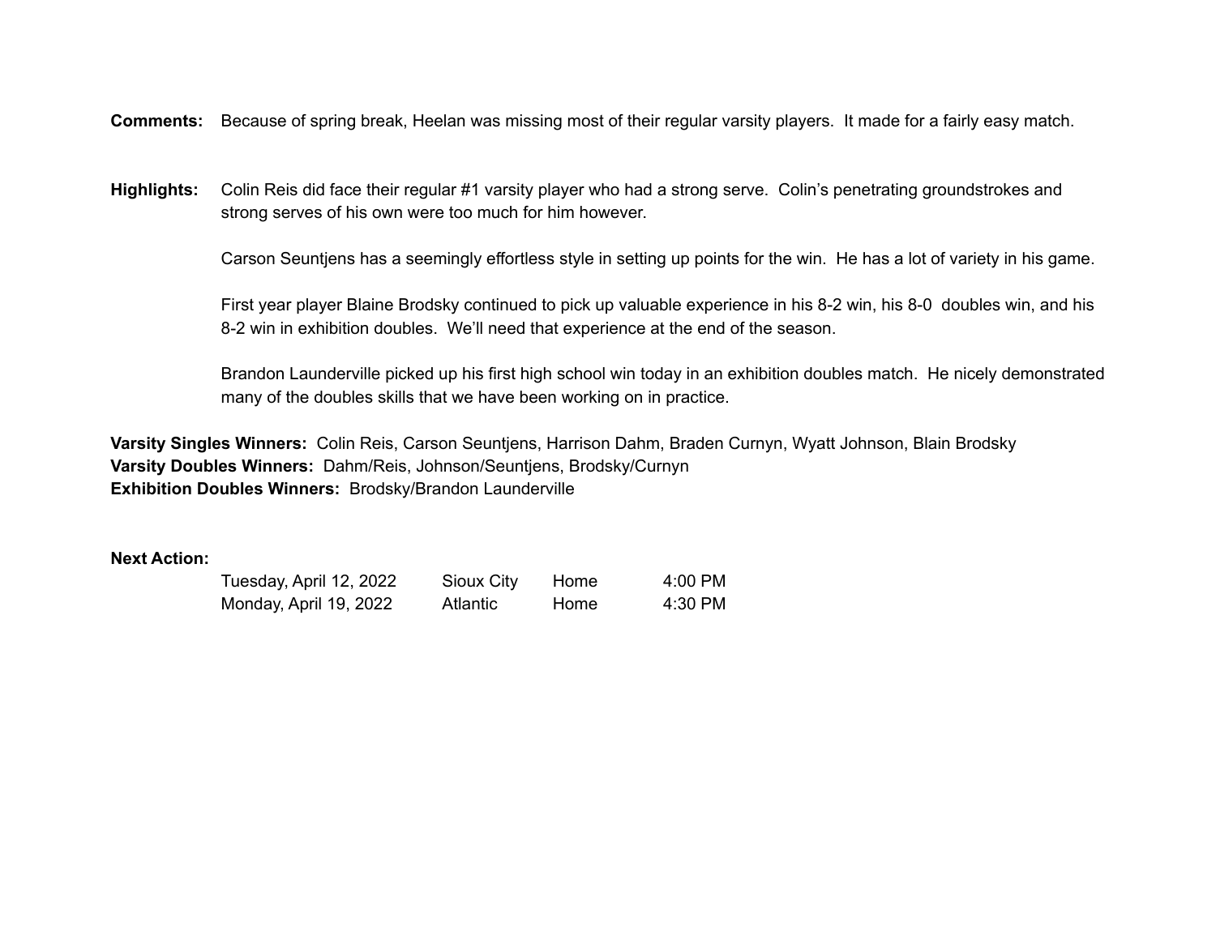**Comments:** Because of spring break, Heelan was missing most of their regular varsity players. It made for a fairly easy match.

**Highlights:** Colin Reis did face their regular #1 varsity player who had a strong serve. Colin's penetrating groundstrokes and strong serves of his own were too much for him however.

Carson Seuntjens has a seemingly effortless style in setting up points for the win. He has a lot of variety in his game.

First year player Blaine Brodsky continued to pick up valuable experience in his 8-2 win, his 8-0 doubles win, and his 8-2 win in exhibition doubles. We'll need that experience at the end of the season.

Brandon Launderville picked up his first high school win today in an exhibition doubles match. He nicely demonstrated many of the doubles skills that we have been working on in practice.

**Varsity Singles Winners:** Colin Reis, Carson Seuntjens, Harrison Dahm, Braden Curnyn, Wyatt Johnson, Blain Brodsky
**Varsity Doubles Winners:** Dahm/Reis, Johnson/Seuntjens, Brodsky/Curnyn
**Exhibition Doubles Winners:** Brodsky/Brandon Launderville

**Next Action:**

| | | | |
|---|---|---|---|
| Tuesday, April 12, 2022 | Sioux City | Home | 4:00 PM |
| Monday, April 19, 2022 | Atlantic | Home | 4:30 PM |